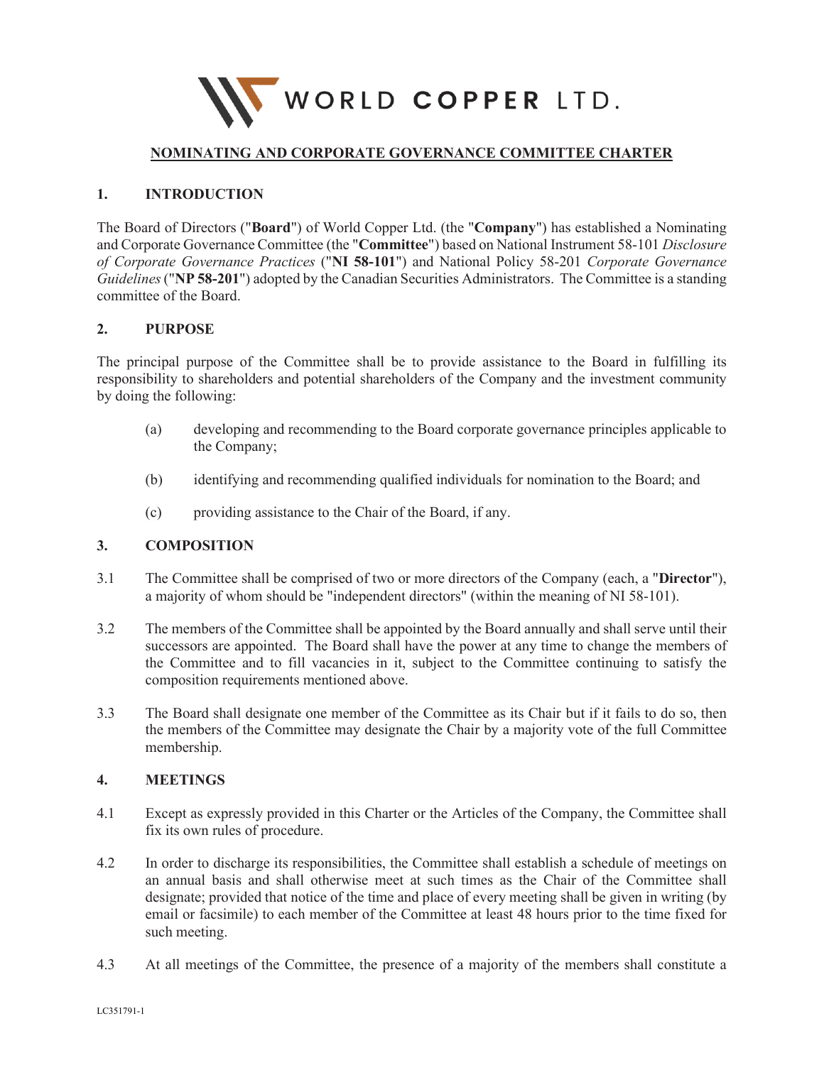WORLD COPPER LTD.

# NOMINATING AND CORPORATE GOVERNANCE COMMITTEE CHARTER

## 1. INTRODUCTION

The Board of Directors ("**Board**") of World Copper Ltd. (the "**Company**") has established a Nominating and Corporate Governance Committee (the "**Committee**") based on National Instrument 58-101 *Disclosure of Corporate Governance Practices* ("**NI 58-101**") and National Policy 58-201 *Corporate Governance Guidelines* ("**NP 58-201**") adopted by the Canadian Securities Administrators. The Committee is a standing committee of the Board.

## 2. PURPOSE

The principal purpose of the Committee shall be to provide assistance to the Board in fulfilling its responsibility to shareholders and potential shareholders of the Company and the investment community by doing the following:

(a) developing and recommending to the Board corporate governance principles applicable to the Company;

(b) identifying and recommending qualified individuals for nomination to the Board; and

(c) providing assistance to the Chair of the Board, if any.

## 3. COMPOSITION

3.1 The Committee shall be comprised of two or more directors of the Company (each, a "**Director**"), a majority of whom should be "independent directors" (within the meaning of NI 58-101).

3.2 The members of the Committee shall be appointed by the Board annually and shall serve until their successors are appointed. The Board shall have the power at any time to change the members of the Committee and to fill vacancies in it, subject to the Committee continuing to satisfy the composition requirements mentioned above.

3.3 The Board shall designate one member of the Committee as its Chair but if it fails to do so, then the members of the Committee may designate the Chair by a majority vote of the full Committee membership.

## 4. MEETINGS

4.1 Except as expressly provided in this Charter or the Articles of the Company, the Committee shall fix its own rules of procedure.

4.2 In order to discharge its responsibilities, the Committee shall establish a schedule of meetings on an annual basis and shall otherwise meet at such times as the Chair of the Committee shall designate; provided that notice of the time and place of every meeting shall be given in writing (by email or facsimile) to each member of the Committee at least 48 hours prior to the time fixed for such meeting.

4.3 At all meetings of the Committee, the presence of a majority of the members shall constitute a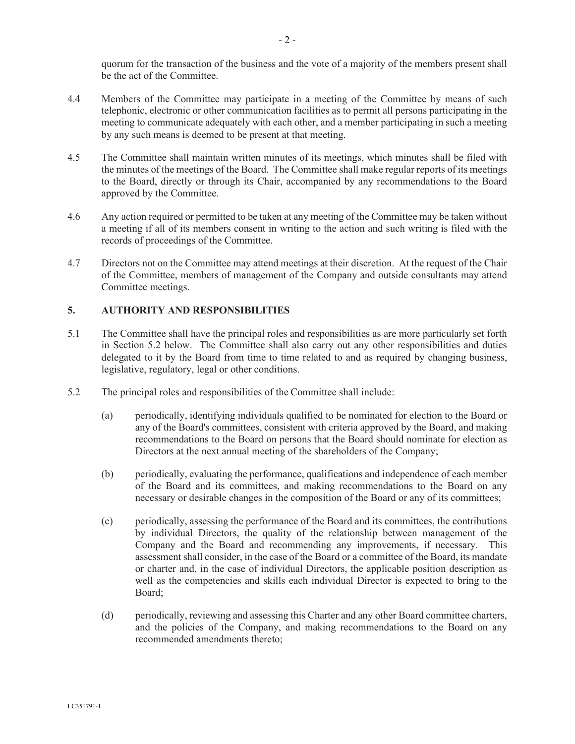quorum for the transaction of the business and the vote of a majority of the members present shall be the act of the Committee.

4.4 Members of the Committee may participate in a meeting of the Committee by means of such telephonic, electronic or other communication facilities as to permit all persons participating in the meeting to communicate adequately with each other, and a member participating in such a meeting by any such means is deemed to be present at that meeting.

4.5 The Committee shall maintain written minutes of its meetings, which minutes shall be filed with the minutes of the meetings of the Board. The Committee shall make regular reports of its meetings to the Board, directly or through its Chair, accompanied by any recommendations to the Board approved by the Committee.

4.6 Any action required or permitted to be taken at any meeting of the Committee may be taken without a meeting if all of its members consent in writing to the action and such writing is filed with the records of proceedings of the Committee.

4.7 Directors not on the Committee may attend meetings at their discretion. At the request of the Chair of the Committee, members of management of the Company and outside consultants may attend Committee meetings.

## 5. AUTHORITY AND RESPONSIBILITIES

5.1 The Committee shall have the principal roles and responsibilities as are more particularly set forth in Section 5.2 below. The Committee shall also carry out any other responsibilities and duties delegated to it by the Board from time to time related to and as required by changing business, legislative, regulatory, legal or other conditions.

5.2 The principal roles and responsibilities of the Committee shall include:

(a) periodically, identifying individuals qualified to be nominated for election to the Board or any of the Board's committees, consistent with criteria approved by the Board, and making recommendations to the Board on persons that the Board should nominate for election as Directors at the next annual meeting of the shareholders of the Company;

(b) periodically, evaluating the performance, qualifications and independence of each member of the Board and its committees, and making recommendations to the Board on any necessary or desirable changes in the composition of the Board or any of its committees;

(c) periodically, assessing the performance of the Board and its committees, the contributions by individual Directors, the quality of the relationship between management of the Company and the Board and recommending any improvements, if necessary. This assessment shall consider, in the case of the Board or a committee of the Board, its mandate or charter and, in the case of individual Directors, the applicable position description as well as the competencies and skills each individual Director is expected to bring to the Board;

(d) periodically, reviewing and assessing this Charter and any other Board committee charters, and the policies of the Company, and making recommendations to the Board on any recommended amendments thereto;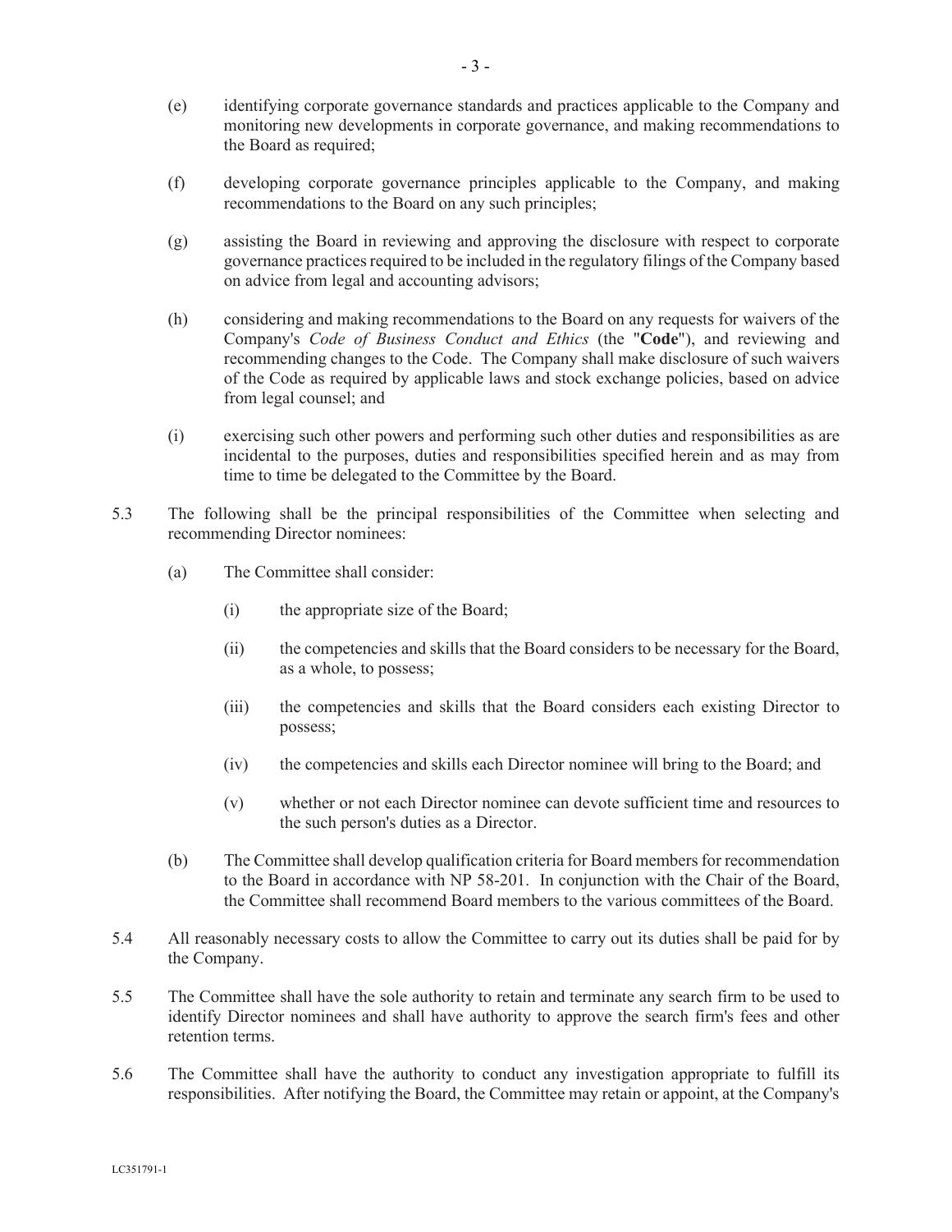(e) identifying corporate governance standards and practices applicable to the Company and monitoring new developments in corporate governance, and making recommendations to the Board as required;

(f) developing corporate governance principles applicable to the Company, and making recommendations to the Board on any such principles;

(g) assisting the Board in reviewing and approving the disclosure with respect to corporate governance practices required to be included in the regulatory filings of the Company based on advice from legal and accounting advisors;

(h) considering and making recommendations to the Board on any requests for waivers of the Company's *Code of Business Conduct and Ethics* (the "**Code**"), and reviewing and recommending changes to the Code. The Company shall make disclosure of such waivers of the Code as required by applicable laws and stock exchange policies, based on advice from legal counsel; and

(i) exercising such other powers and performing such other duties and responsibilities as are incidental to the purposes, duties and responsibilities specified herein and as may from time to time be delegated to the Committee by the Board.

5.3 The following shall be the principal responsibilities of the Committee when selecting and recommending Director nominees:

(a) The Committee shall consider:

(i) the appropriate size of the Board;

(ii) the competencies and skills that the Board considers to be necessary for the Board, as a whole, to possess;

(iii) the competencies and skills that the Board considers each existing Director to possess;

(iv) the competencies and skills each Director nominee will bring to the Board; and

(v) whether or not each Director nominee can devote sufficient time and resources to the such person's duties as a Director.

(b) The Committee shall develop qualification criteria for Board members for recommendation to the Board in accordance with NP 58-201. In conjunction with the Chair of the Board, the Committee shall recommend Board members to the various committees of the Board.

5.4 All reasonably necessary costs to allow the Committee to carry out its duties shall be paid for by the Company.

5.5 The Committee shall have the sole authority to retain and terminate any search firm to be used to identify Director nominees and shall have authority to approve the search firm's fees and other retention terms.

5.6 The Committee shall have the authority to conduct any investigation appropriate to fulfill its responsibilities. After notifying the Board, the Committee may retain or appoint, at the Company's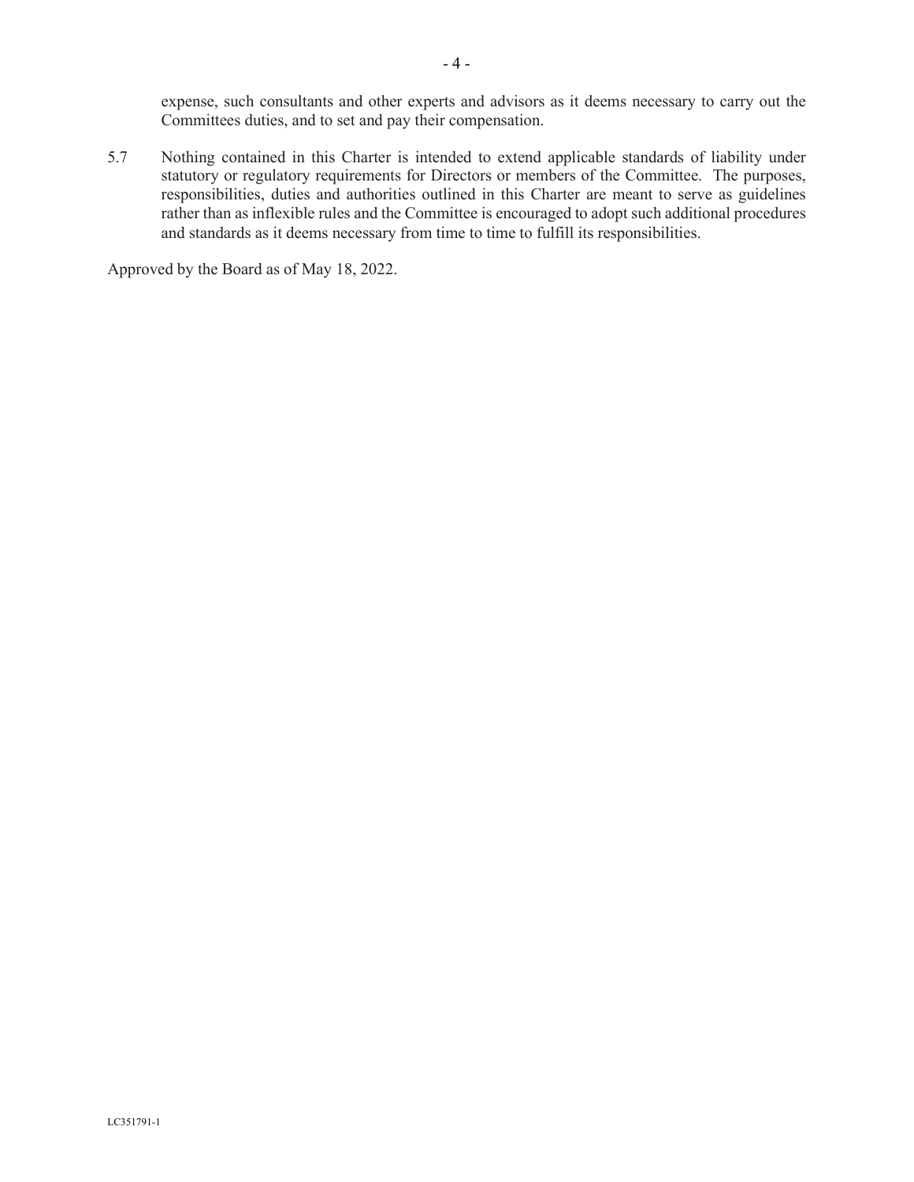expense, such consultants and other experts and advisors as it deems necessary to carry out the Committees duties, and to set and pay their compensation.

5.7 Nothing contained in this Charter is intended to extend applicable standards of liability under statutory or regulatory requirements for Directors or members of the Committee. The purposes, responsibilities, duties and authorities outlined in this Charter are meant to serve as guidelines rather than as inflexible rules and the Committee is encouraged to adopt such additional procedures and standards as it deems necessary from time to time to fulfill its responsibilities.

Approved by the Board as of May 18, 2022.

LC351791-1